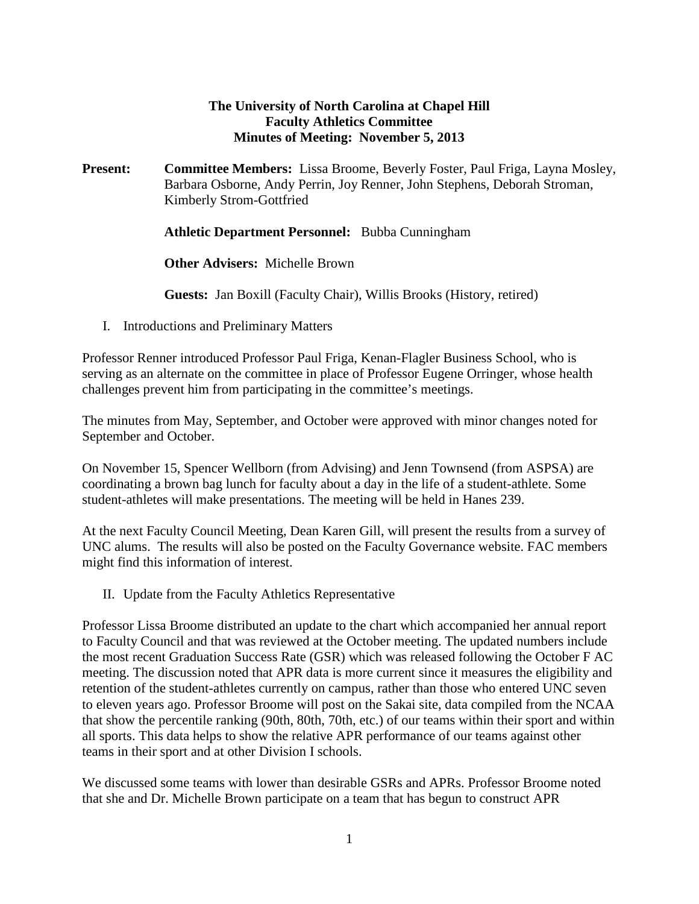**The University of North Carolina at Chapel Hill**
**Faculty Athletics Committee**
**Minutes of Meeting: November 5, 2013**

**Present:** **Committee Members:** Lissa Broome, Beverly Foster, Paul Friga, Layna Mosley, Barbara Osborne, Andy Perrin, Joy Renner, John Stephens, Deborah Stroman, Kimberly Strom-Gottfried

**Athletic Department Personnel:** Bubba Cunningham

**Other Advisers:** Michelle Brown

**Guests:** Jan Boxill (Faculty Chair), Willis Brooks (History, retired)

I. Introductions and Preliminary Matters

Professor Renner introduced Professor Paul Friga, Kenan-Flagler Business School, who is serving as an alternate on the committee in place of Professor Eugene Orringer, whose health challenges prevent him from participating in the committee's meetings.

The minutes from May, September, and October were approved with minor changes noted for September and October.

On November 15, Spencer Wellborn (from Advising) and Jenn Townsend (from ASPSA) are coordinating a brown bag lunch for faculty about a day in the life of a student-athlete. Some student-athletes will make presentations. The meeting will be held in Hanes 239.

At the next Faculty Council Meeting, Dean Karen Gill, will present the results from a survey of UNC alums. The results will also be posted on the Faculty Governance website. FAC members might find this information of interest.

II. Update from the Faculty Athletics Representative

Professor Lissa Broome distributed an update to the chart which accompanied her annual report to Faculty Council and that was reviewed at the October meeting. The updated numbers include the most recent Graduation Success Rate (GSR) which was released following the October F AC meeting. The discussion noted that APR data is more current since it measures the eligibility and retention of the student-athletes currently on campus, rather than those who entered UNC seven to eleven years ago. Professor Broome will post on the Sakai site, data compiled from the NCAA that show the percentile ranking (90th, 80th, 70th, etc.) of our teams within their sport and within all sports. This data helps to show the relative APR performance of our teams against other teams in their sport and at other Division I schools.

We discussed some teams with lower than desirable GSRs and APRs. Professor Broome noted that she and Dr. Michelle Brown participate on a team that has begun to construct APR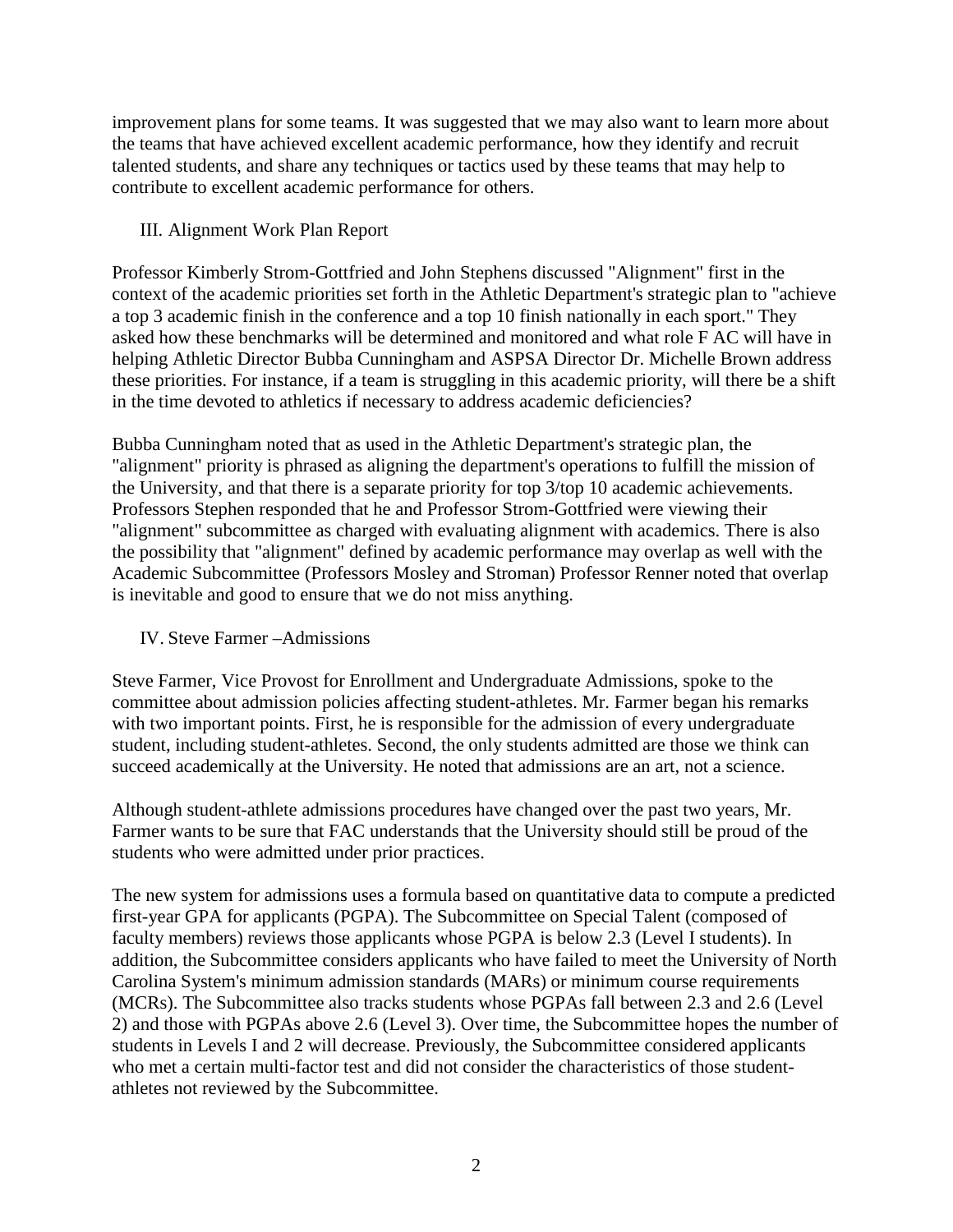improvement plans for some teams. It was suggested that we may also want to learn more about the teams that have achieved excellent academic performance, how they identify and recruit talented students, and share any techniques or tactics used by these teams that may help to contribute to excellent academic performance for others.

## III. Alignment Work Plan Report

Professor Kimberly Strom-Gottfried and John Stephens discussed "Alignment" first in the context of the academic priorities set forth in the Athletic Department's strategic plan to "achieve a top 3 academic finish in the conference and a top 10 finish nationally in each sport." They asked how these benchmarks will be determined and monitored and what role F AC will have in helping Athletic Director Bubba Cunningham and ASPSA Director Dr. Michelle Brown address these priorities. For instance, if a team is struggling in this academic priority, will there be a shift in the time devoted to athletics if necessary to address academic deficiencies?

Bubba Cunningham noted that as used in the Athletic Department's strategic plan, the "alignment" priority is phrased as aligning the department's operations to fulfill the mission of the University, and that there is a separate priority for top 3/top 10 academic achievements. Professors Stephen responded that he and Professor Strom-Gottfried were viewing their "alignment" subcommittee as charged with evaluating alignment with academics. There is also the possibility that "alignment" defined by academic performance may overlap as well with the Academic Subcommittee (Professors Mosley and Stroman) Professor Renner noted that overlap is inevitable and good to ensure that we do not miss anything.

## IV. Steve Farmer –Admissions

Steve Farmer, Vice Provost for Enrollment and Undergraduate Admissions, spoke to the committee about admission policies affecting student-athletes. Mr. Farmer began his remarks with two important points. First, he is responsible for the admission of every undergraduate student, including student-athletes. Second, the only students admitted are those we think can succeed academically at the University. He noted that admissions are an art, not a science.

Although student-athlete admissions procedures have changed over the past two years, Mr. Farmer wants to be sure that FAC understands that the University should still be proud of the students who were admitted under prior practices.

The new system for admissions uses a formula based on quantitative data to compute a predicted first-year GPA for applicants (PGPA). The Subcommittee on Special Talent (composed of faculty members) reviews those applicants whose PGPA is below 2.3 (Level I students). In addition, the Subcommittee considers applicants who have failed to meet the University of North Carolina System's minimum admission standards (MARs) or minimum course requirements (MCRs). The Subcommittee also tracks students whose PGPAs fall between 2.3 and 2.6 (Level 2) and those with PGPAs above 2.6 (Level 3). Over time, the Subcommittee hopes the number of students in Levels I and 2 will decrease. Previously, the Subcommittee considered applicants who met a certain multi-factor test and did not consider the characteristics of those student-athletes not reviewed by the Subcommittee.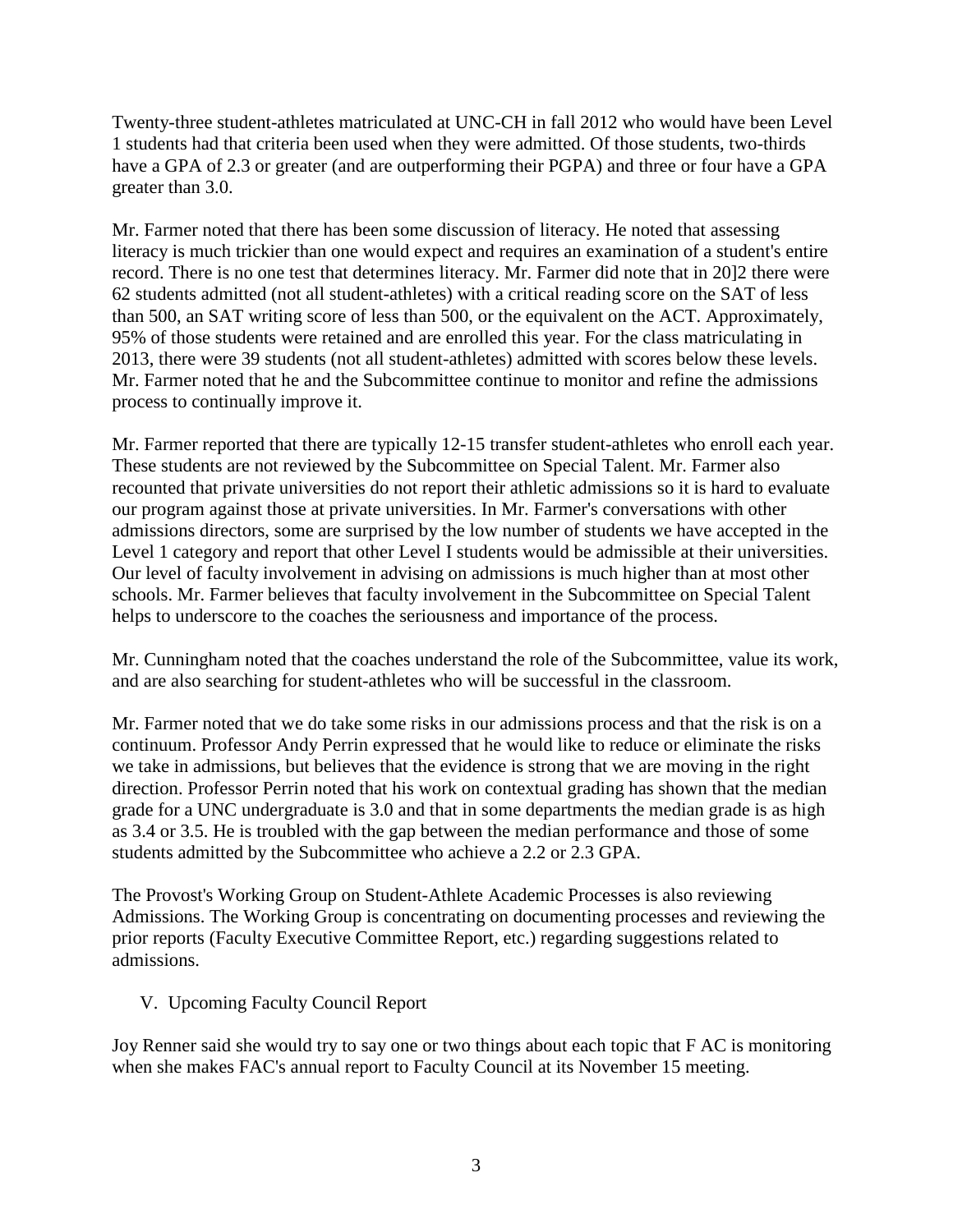Twenty-three student-athletes matriculated at UNC-CH in fall 2012 who would have been Level 1 students had that criteria been used when they were admitted. Of those students, two-thirds have a GPA of 2.3 or greater (and are outperforming their PGPA) and three or four have a GPA greater than 3.0.

Mr. Farmer noted that there has been some discussion of literacy. He noted that assessing literacy is much trickier than one would expect and requires an examination of a student's entire record. There is no one test that determines literacy. Mr. Farmer did note that in 20]2 there were 62 students admitted (not all student-athletes) with a critical reading score on the SAT of less than 500, an SAT writing score of less than 500, or the equivalent on the ACT. Approximately, 95% of those students were retained and are enrolled this year. For the class matriculating in 2013, there were 39 students (not all student-athletes) admitted with scores below these levels. Mr. Farmer noted that he and the Subcommittee continue to monitor and refine the admissions process to continually improve it.

Mr. Farmer reported that there are typically 12-15 transfer student-athletes who enroll each year. These students are not reviewed by the Subcommittee on Special Talent. Mr. Farmer also recounted that private universities do not report their athletic admissions so it is hard to evaluate our program against those at private universities. In Mr. Farmer's conversations with other admissions directors, some are surprised by the low number of students we have accepted in the Level 1 category and report that other Level I students would be admissible at their universities. Our level of faculty involvement in advising on admissions is much higher than at most other schools. Mr. Farmer believes that faculty involvement in the Subcommittee on Special Talent helps to underscore to the coaches the seriousness and importance of the process.

Mr. Cunningham noted that the coaches understand the role of the Subcommittee, value its work, and are also searching for student-athletes who will be successful in the classroom.

Mr. Farmer noted that we do take some risks in our admissions process and that the risk is on a continuum. Professor Andy Perrin expressed that he would like to reduce or eliminate the risks we take in admissions, but believes that the evidence is strong that we are moving in the right direction. Professor Perrin noted that his work on contextual grading has shown that the median grade for a UNC undergraduate is 3.0 and that in some departments the median grade is as high as 3.4 or 3.5. He is troubled with the gap between the median performance and those of some students admitted by the Subcommittee who achieve a 2.2 or 2.3 GPA.

The Provost's Working Group on Student-Athlete Academic Processes is also reviewing Admissions. The Working Group is concentrating on documenting processes and reviewing the prior reports (Faculty Executive Committee Report, etc.) regarding suggestions related to admissions.

V. Upcoming Faculty Council Report

Joy Renner said she would try to say one or two things about each topic that F AC is monitoring when she makes FAC's annual report to Faculty Council at its November 15 meeting.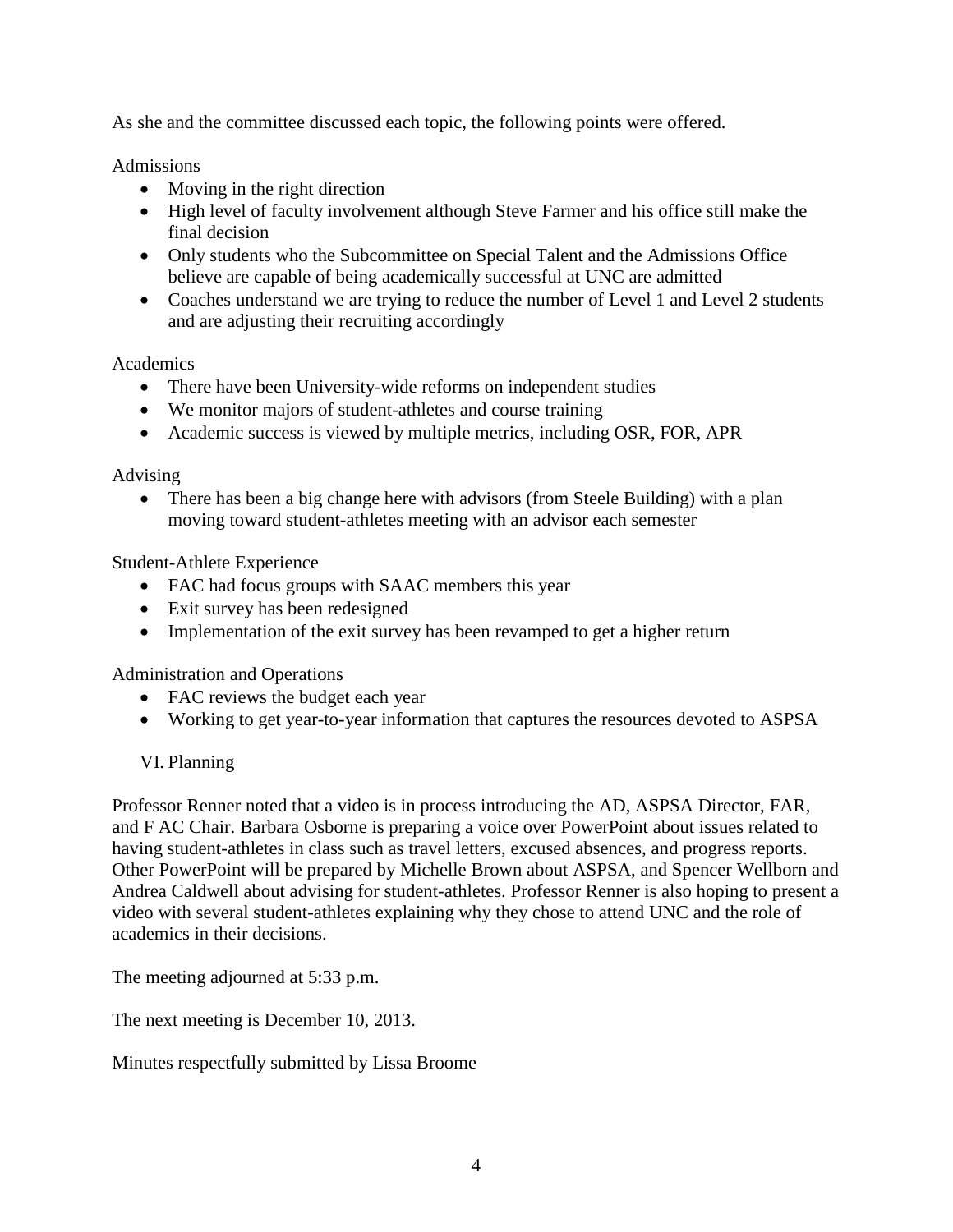As she and the committee discussed each topic, the following points were offered.

Admissions

- Moving in the right direction
- High level of faculty involvement although Steve Farmer and his office still make the final decision
- Only students who the Subcommittee on Special Talent and the Admissions Office believe are capable of being academically successful at UNC are admitted
- Coaches understand we are trying to reduce the number of Level 1 and Level 2 students and are adjusting their recruiting accordingly

Academics

- There have been University-wide reforms on independent studies
- We monitor majors of student-athletes and course training
- Academic success is viewed by multiple metrics, including OSR, FOR, APR

Advising

- There has been a big change here with advisors (from Steele Building) with a plan moving toward student-athletes meeting with an advisor each semester

Student-Athlete Experience

- FAC had focus groups with SAAC members this year
- Exit survey has been redesigned
- Implementation of the exit survey has been revamped to get a higher return

Administration and Operations

- FAC reviews the budget each year
- Working to get year-to-year information that captures the resources devoted to ASPSA

## VI. Planning

Professor Renner noted that a video is in process introducing the AD, ASPSA Director, FAR, and F AC Chair. Barbara Osborne is preparing a voice over PowerPoint about issues related to having student-athletes in class such as travel letters, excused absences, and progress reports. Other PowerPoint will be prepared by Michelle Brown about ASPSA, and Spencer Wellborn and Andrea Caldwell about advising for student-athletes. Professor Renner is also hoping to present a video with several student-athletes explaining why they chose to attend UNC and the role of academics in their decisions.

The meeting adjourned at 5:33 p.m.

The next meeting is December 10, 2013.

Minutes respectfully submitted by Lissa Broome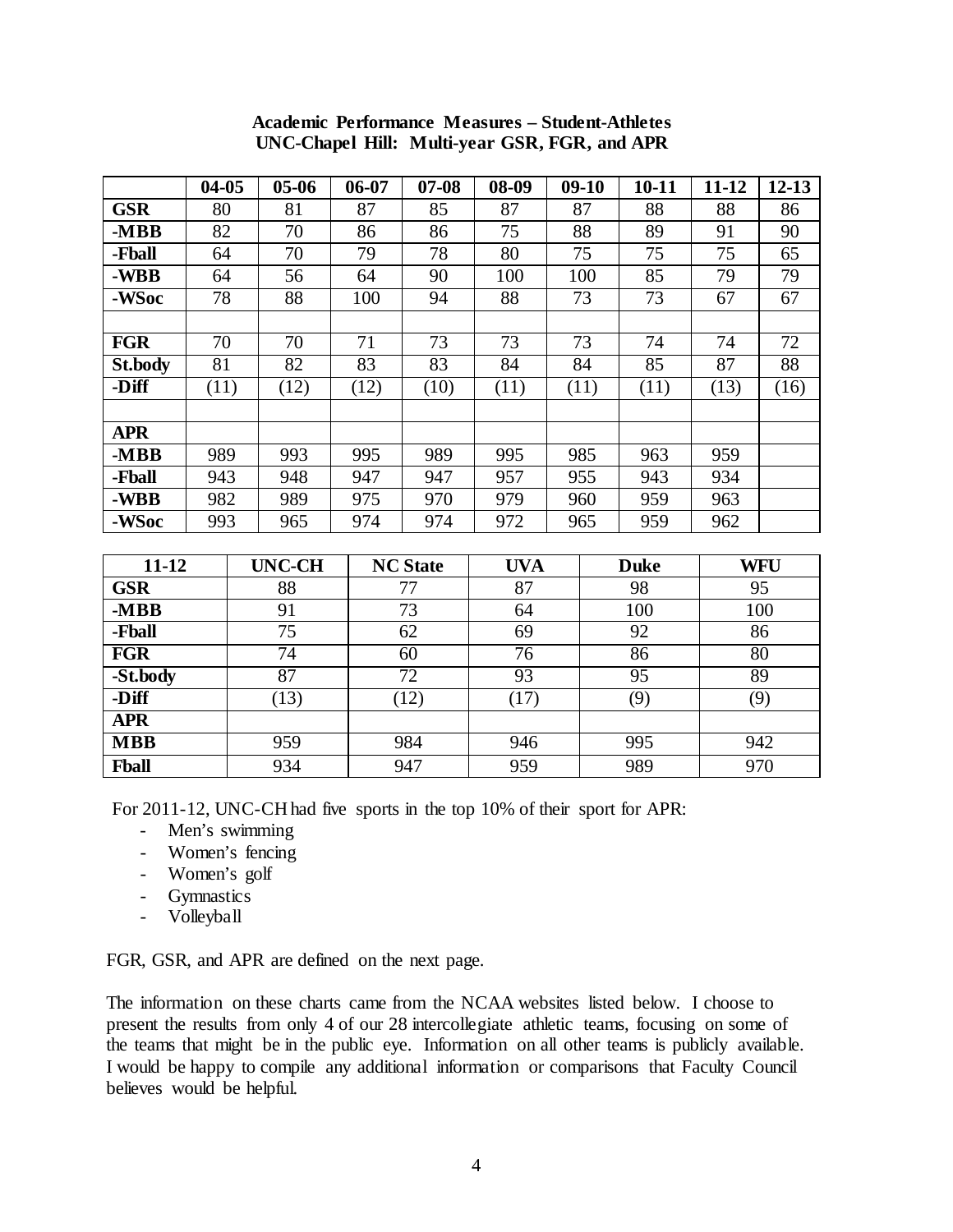**Academic Performance Measures – Student-Athletes**
**UNC-Chapel Hill: Multi-year GSR, FGR, and APR**

| | 04-05 | 05-06 | 06-07 | 07-08 | 08-09 | 09-10 | 10-11 | 11-12 | 12-13 |
|---|---|---|---|---|---|---|---|---|---|
| **GSR** | 80 | 81 | 87 | 85 | 87 | 87 | 88 | 88 | 86 |
| **-MBB** | 82 | 70 | 86 | 86 | 75 | 88 | 89 | 91 | 90 |
| **-Fball** | 64 | 70 | 79 | 78 | 80 | 75 | 75 | 75 | 65 |
| **-WBB** | 64 | 56 | 64 | 90 | 100 | 100 | 85 | 79 | 79 |
| **-WSoc** | 78 | 88 | 100 | 94 | 88 | 73 | 73 | 67 | 67 |
| | | | | | | | | | |
| **FGR** | 70 | 70 | 71 | 73 | 73 | 73 | 74 | 74 | 72 |
| **St.body** | 81 | 82 | 83 | 83 | 84 | 84 | 85 | 87 | 88 |
| **-Diff** | (11) | (12) | (12) | (10) | (11) | (11) | (11) | (13) | (16) |
| | | | | | | | | | |
| **APR** | | | | | | | | | |
| **-MBB** | 989 | 993 | 995 | 989 | 995 | 985 | 963 | 959 | |
| **-Fball** | 943 | 948 | 947 | 947 | 957 | 955 | 943 | 934 | |
| **-WBB** | 982 | 989 | 975 | 970 | 979 | 960 | 959 | 963 | |
| **-WSoc** | 993 | 965 | 974 | 974 | 972 | 965 | 959 | 962 | |

| 11-12 | UNC-CH | NC State | UVA | Duke | WFU |
|---|---|---|---|---|---|
| **GSR** | 88 | 77 | 87 | 98 | 95 |
| **-MBB** | 91 | 73 | 64 | 100 | 100 |
| **-Fball** | 75 | 62 | 69 | 92 | 86 |
| **FGR** | 74 | 60 | 76 | 86 | 80 |
| **-St.body** | 87 | 72 | 93 | 95 | 89 |
| **-Diff** | (13) | (12) | (17) | (9) | (9) |
| **APR** | | | | | |
| **MBB** | 959 | 984 | 946 | 995 | 942 |
| **Fball** | 934 | 947 | 959 | 989 | 970 |

For 2011-12, UNC-CH had five sports in the top 10% of their sport for APR:

- Men's swimming
- Women's fencing
- Women's golf
- Gymnastics
- Volleyball

FGR, GSR, and APR are defined on the next page.

The information on these charts came from the NCAA websites listed below. I choose to present the results from only 4 of our 28 intercollegiate athletic teams, focusing on some of the teams that might be in the public eye. Information on all other teams is publicly available. I would be happy to compile any additional information or comparisons that Faculty Council believes would be helpful.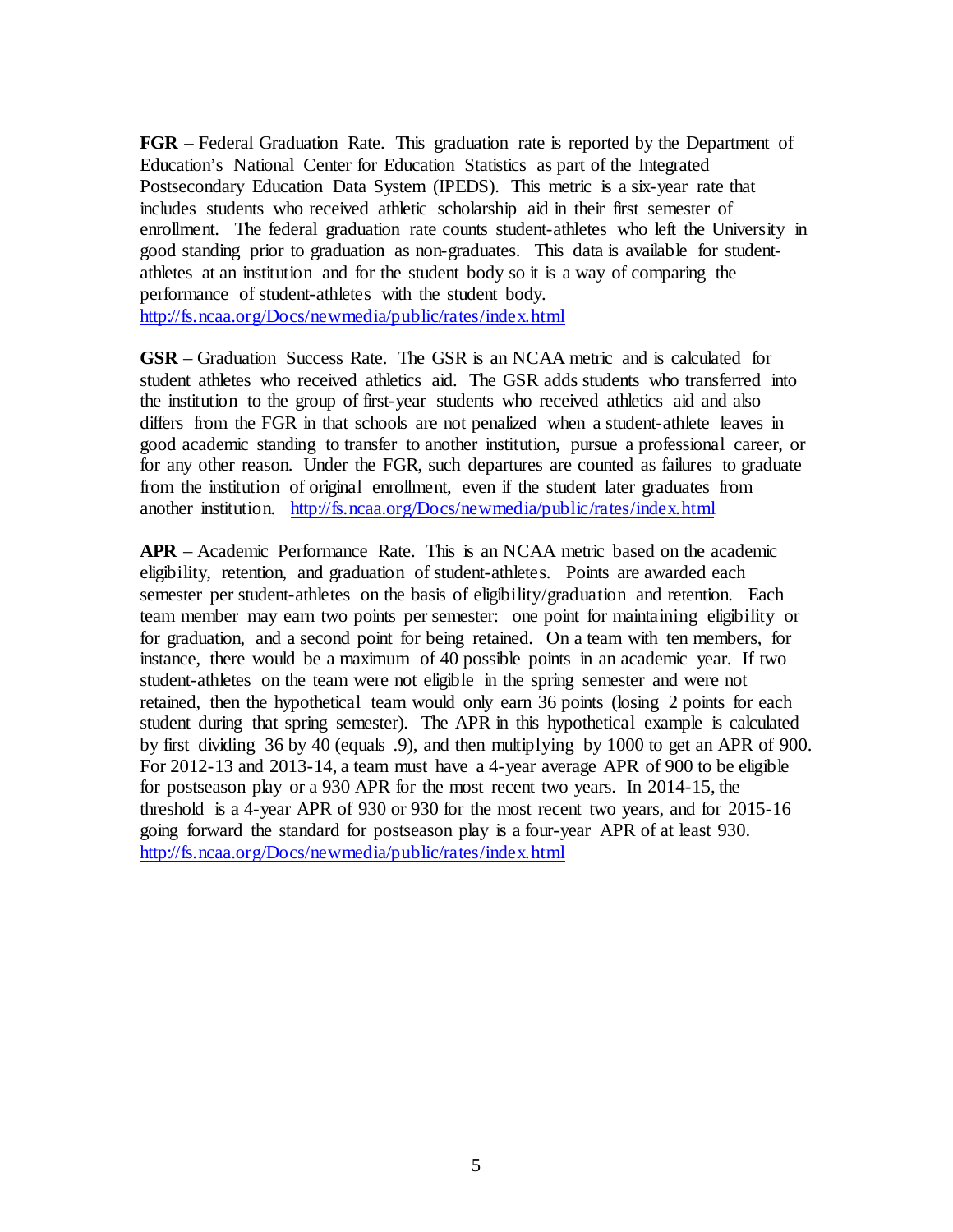**FGR** – Federal Graduation Rate. This graduation rate is reported by the Department of Education's National Center for Education Statistics as part of the Integrated Postsecondary Education Data System (IPEDS). This metric is a six-year rate that includes students who received athletic scholarship aid in their first semester of enrollment. The federal graduation rate counts student-athletes who left the University in good standing prior to graduation as non-graduates. This data is available for student-athletes at an institution and for the student body so it is a way of comparing the performance of student-athletes with the student body.
http://fs.ncaa.org/Docs/newmedia/public/rates/index.html

**GSR** – Graduation Success Rate. The GSR is an NCAA metric and is calculated for student athletes who received athletics aid. The GSR adds students who transferred into the institution to the group of first-year students who received athletics aid and also differs from the FGR in that schools are not penalized when a student-athlete leaves in good academic standing to transfer to another institution, pursue a professional career, or for any other reason. Under the FGR, such departures are counted as failures to graduate from the institution of original enrollment, even if the student later graduates from another institution. http://fs.ncaa.org/Docs/newmedia/public/rates/index.html

**APR** – Academic Performance Rate. This is an NCAA metric based on the academic eligibility, retention, and graduation of student-athletes. Points are awarded each semester per student-athletes on the basis of eligibility/graduation and retention. Each team member may earn two points per semester: one point for maintaining eligibility or for graduation, and a second point for being retained. On a team with ten members, for instance, there would be a maximum of 40 possible points in an academic year. If two student-athletes on the team were not eligible in the spring semester and were not retained, then the hypothetical team would only earn 36 points (losing 2 points for each student during that spring semester). The APR in this hypothetical example is calculated by first dividing 36 by 40 (equals .9), and then multiplying by 1000 to get an APR of 900. For 2012-13 and 2013-14, a team must have a 4-year average APR of 900 to be eligible for postseason play or a 930 APR for the most recent two years. In 2014-15, the threshold is a 4-year APR of 930 or 930 for the most recent two years, and for 2015-16 going forward the standard for postseason play is a four-year APR of at least 930.
http://fs.ncaa.org/Docs/newmedia/public/rates/index.html